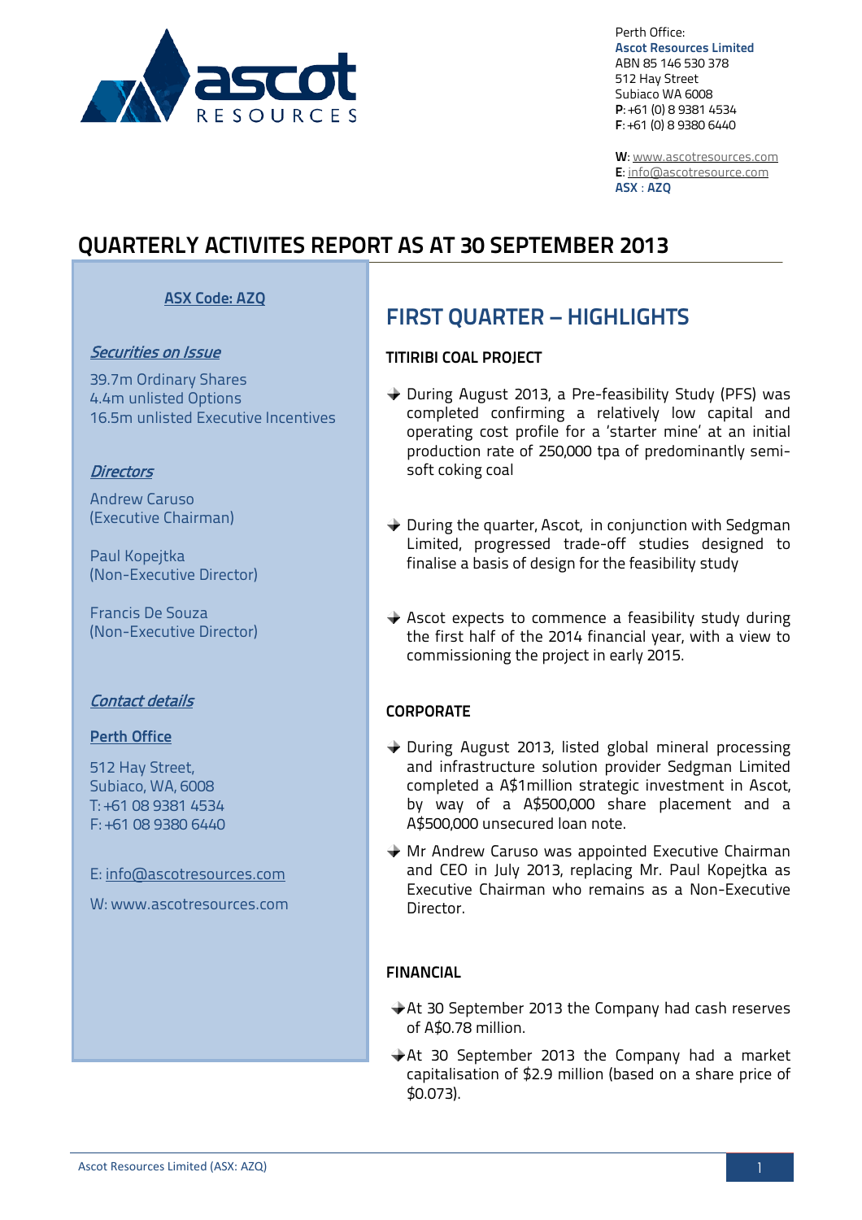Perth Office:
**Ascot Resources Limited**
ABN 85 146 530 378
512 Hay Street
Subiaco WA 6008
**P**: +61 (0) 8 9381 4534
**F**: +61 (0) 8 9380 6440

**W**: www.ascotresources.com
**E**: info@ascotresource.com
**ASX : AZQ**

# QUARTERLY ACTIVITES REPORT AS AT 30 SEPTEMBER 2013

**ASX Code: AZQ**

***Securities on Issue***

39.7m Ordinary Shares
4.4m unlisted Options
16.5m unlisted Executive Incentives

***Directors***

Andrew Caruso
(Executive Chairman)

Paul Kopejtka
(Non-Executive Director)

Francis De Souza
(Non-Executive Director)

***Contact details***

**Perth Office**

512 Hay Street,
Subiaco, WA, 6008
T: +61 08 9381 4534
F: +61 08 9380 6440

E: info@ascotresources.com

W: www.ascotresources.com

## FIRST QUARTER – HIGHLIGHTS

### TITIRIBI COAL PROJECT

- During August 2013, a Pre-feasibility Study (PFS) was completed confirming a relatively low capital and operating cost profile for a 'starter mine' at an initial production rate of 250,000 tpa of predominantly semi-soft coking coal
- During the quarter, Ascot, in conjunction with Sedgman Limited, progressed trade-off studies designed to finalise a basis of design for the feasibility study
- Ascot expects to commence a feasibility study during the first half of the 2014 financial year, with a view to commissioning the project in early 2015.

### CORPORATE

- During August 2013, listed global mineral processing and infrastructure solution provider Sedgman Limited completed a A$1million strategic investment in Ascot, by way of a A$500,000 share placement and a A$500,000 unsecured loan note.
- Mr Andrew Caruso was appointed Executive Chairman and CEO in July 2013, replacing Mr. Paul Kopejtka as Executive Chairman who remains as a Non-Executive Director.

### FINANCIAL

- At 30 September 2013 the Company had cash reserves of A$0.78 million.
- At 30 September 2013 the Company had a market capitalisation of $2.9 million (based on a share price of $0.073).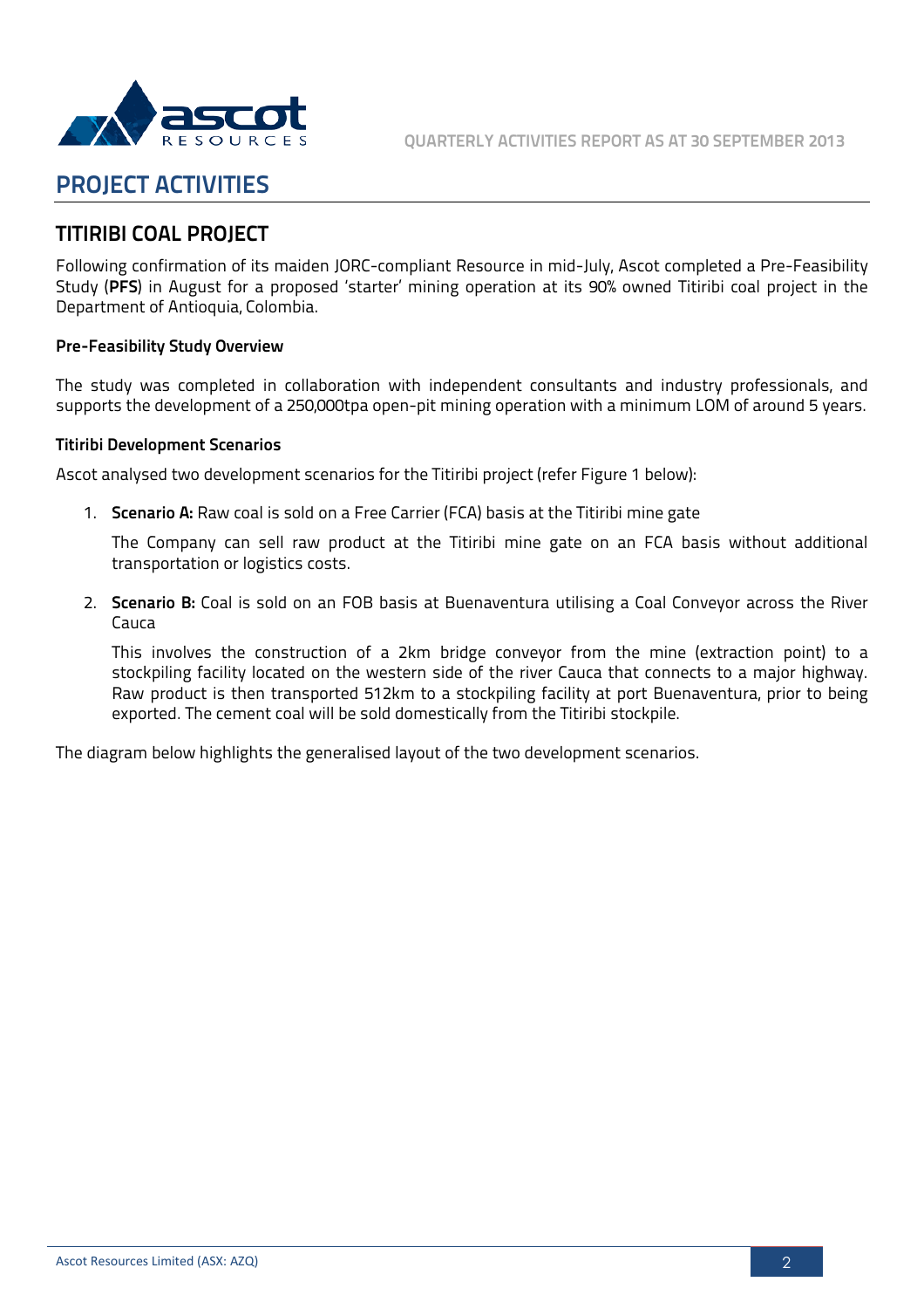# PROJECT ACTIVITIES

## TITIRIBI COAL PROJECT

Following confirmation of its maiden JORC-compliant Resource in mid-July, Ascot completed a Pre-Feasibility Study (**PFS**) in August for a proposed 'starter' mining operation at its 90% owned Titiribi coal project in the Department of Antioquia, Colombia.

### Pre-Feasibility Study Overview

The study was completed in collaboration with independent consultants and industry professionals, and supports the development of a 250,000tpa open-pit mining operation with a minimum LOM of around 5 years.

### Titiribi Development Scenarios

Ascot analysed two development scenarios for the Titiribi project (refer Figure 1 below):

1. **Scenario A:** Raw coal is sold on a Free Carrier (FCA) basis at the Titiribi mine gate

   The Company can sell raw product at the Titiribi mine gate on an FCA basis without additional transportation or logistics costs.

2. **Scenario B:** Coal is sold on an FOB basis at Buenaventura utilising a Coal Conveyor across the River Cauca

   This involves the construction of a 2km bridge conveyor from the mine (extraction point) to a stockpiling facility located on the western side of the river Cauca that connects to a major highway. Raw product is then transported 512km to a stockpiling facility at port Buenaventura, prior to being exported. The cement coal will be sold domestically from the Titiribi stockpile.

The diagram below highlights the generalised layout of the two development scenarios.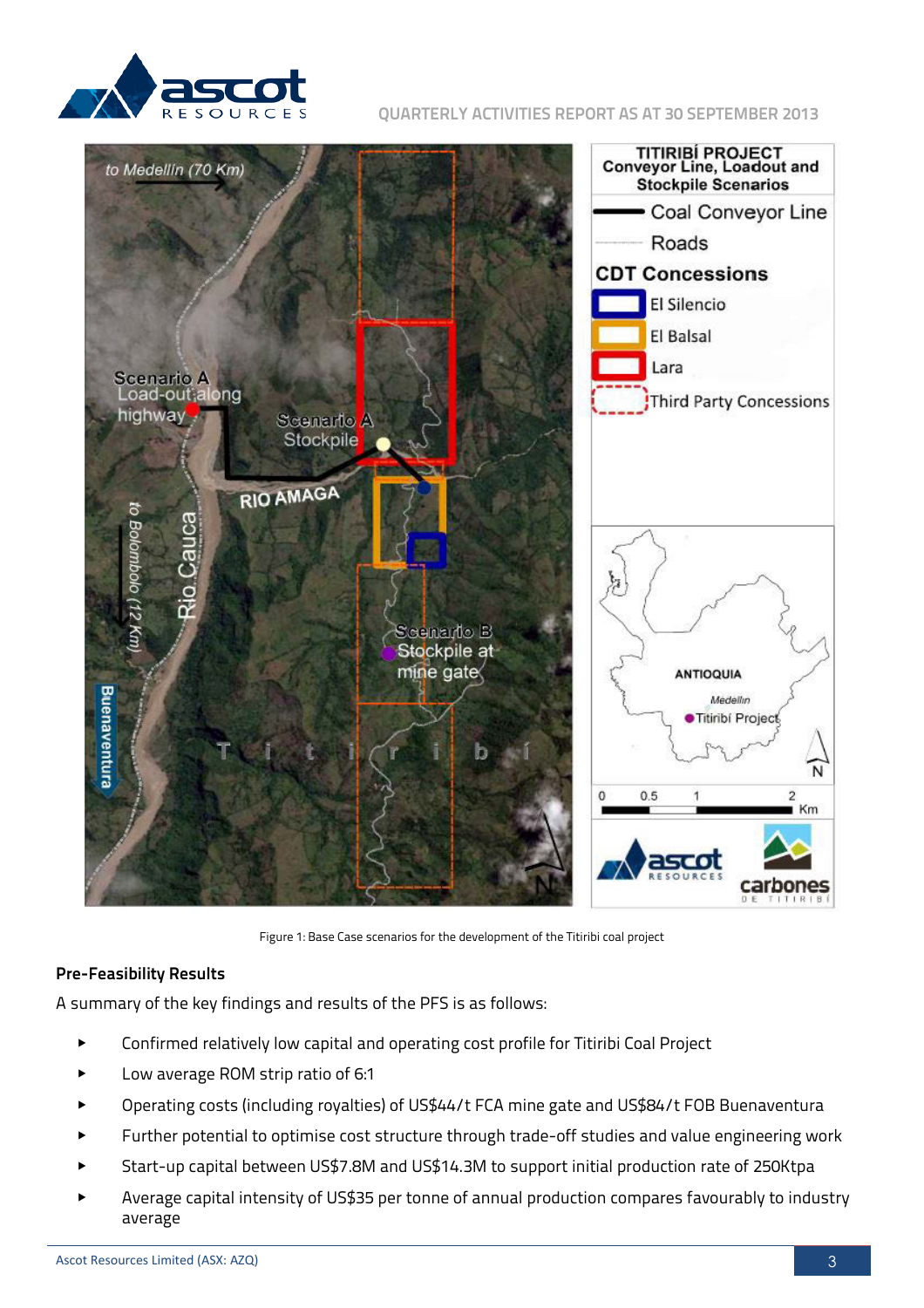Figure 1: Base Case scenarios for the development of the Titiribi coal project

**Pre-Feasibility Results**

A summary of the key findings and results of the PFS is as follows:

- Confirmed relatively low capital and operating cost profile for Titiribi Coal Project
- Low average ROM strip ratio of 6:1
- Operating costs (including royalties) of US$44/t FCA mine gate and US$84/t FOB Buenaventura
- Further potential to optimise cost structure through trade-off studies and value engineering work
- Start-up capital between US$7.8M and US$14.3M to support initial production rate of 250Ktpa
- Average capital intensity of US$35 per tonne of annual production compares favourably to industry average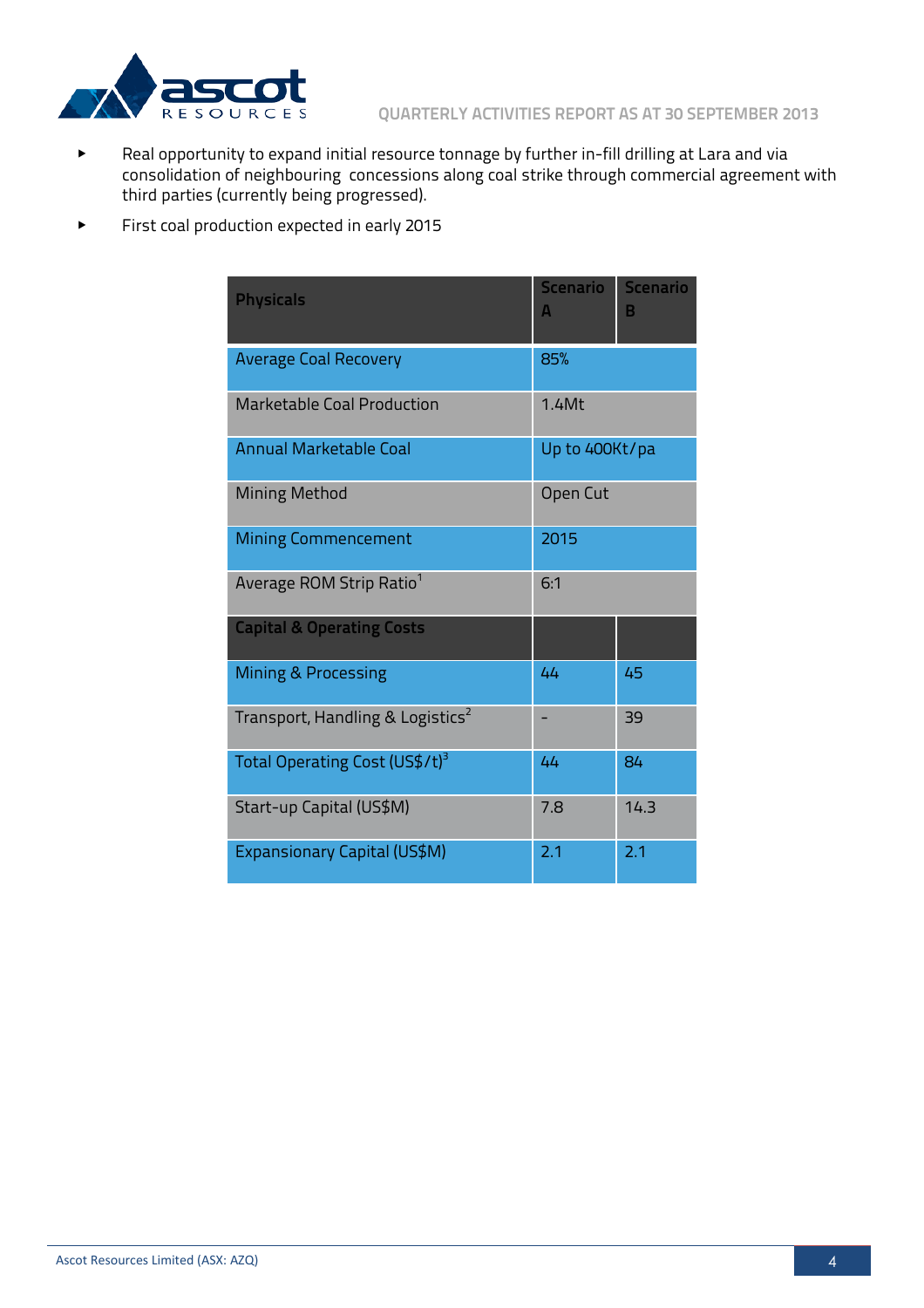- Real opportunity to expand initial resource tonnage by further in-fill drilling at Lara and via consolidation of neighbouring concessions along coal strike through commercial agreement with third parties (currently being progressed).
- First coal production expected in early 2015

| Physicals | Scenario A | Scenario B |
|---|---|---|
| Average Coal Recovery | 85% | |
| Marketable Coal Production | 1.4Mt | |
| Annual Marketable Coal | Up to 400Kt/pa | |
| Mining Method | Open Cut | |
| Mining Commencement | 2015 | |
| Average ROM Strip Ratio[1] | 6:1 | |
| **Capital & Operating Costs** | | |
| Mining & Processing | 44 | 45 |
| Transport, Handling & Logistics[2] | - | 39 |
| Total Operating Cost (US$/t)[3] | 44 | 84 |
| Start-up Capital (US$M) | 7.8 | 14.3 |
| Expansionary Capital (US$M) | 2.1 | 2.1 |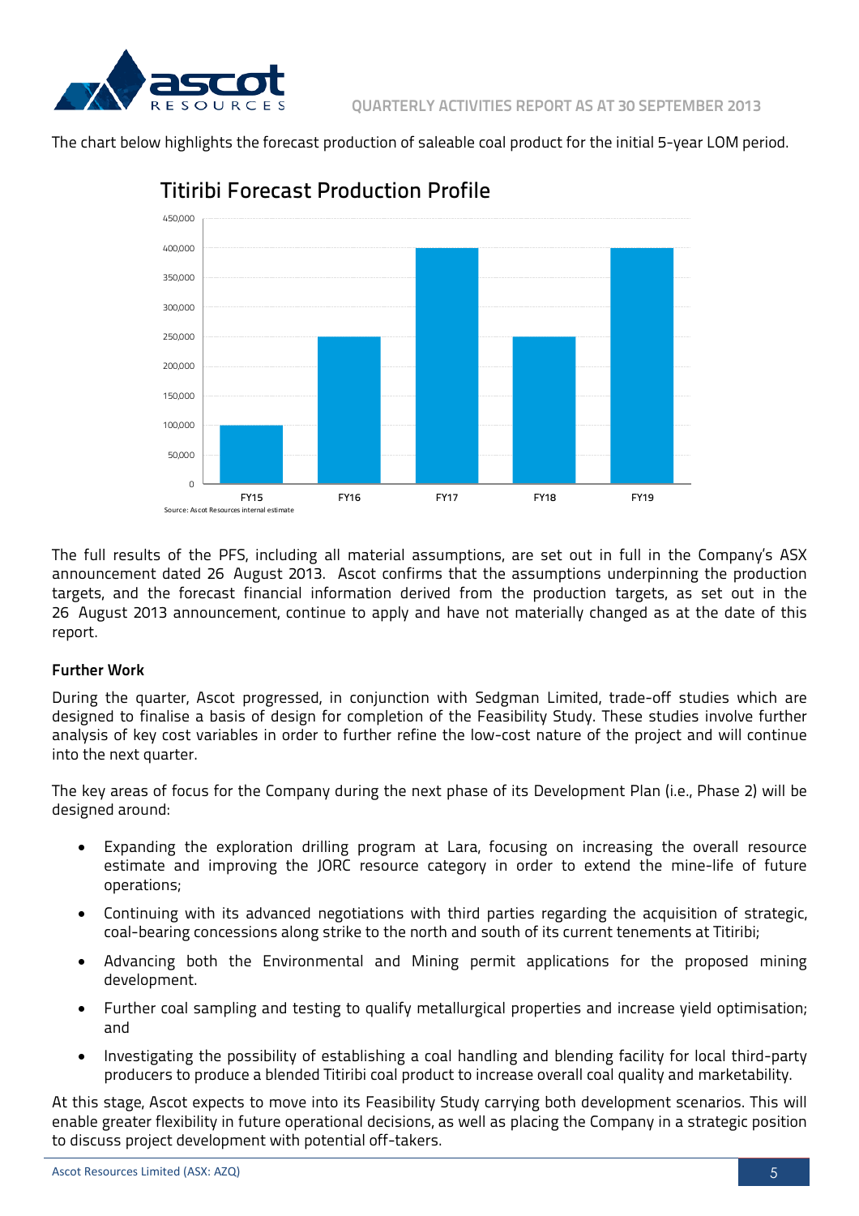The chart below highlights the forecast production of saleable coal product for the initial 5-year LOM period.

**Titiribi Forecast Production Profile**

| | FY15 | FY16 | FY17 | FY18 | FY19 |
|---|---|---|---|---|---|
| Production | 100,000 | 250,000 | 400,000 | 250,000 | 400,000 |

Source: Ascot Resources internal estimate

The full results of the PFS, including all material assumptions, are set out in full in the Company's ASX announcement dated 26 August 2013. Ascot confirms that the assumptions underpinning the production targets, and the forecast financial information derived from the production targets, as set out in the 26 August 2013 announcement, continue to apply and have not materially changed as at the date of this report.

**Further Work**

During the quarter, Ascot progressed, in conjunction with Sedgman Limited, trade-off studies which are designed to finalise a basis of design for completion of the Feasibility Study. These studies involve further analysis of key cost variables in order to further refine the low-cost nature of the project and will continue into the next quarter.

The key areas of focus for the Company during the next phase of its Development Plan (i.e., Phase 2) will be designed around:

- Expanding the exploration drilling program at Lara, focusing on increasing the overall resource estimate and improving the JORC resource category in order to extend the mine-life of future operations;
- Continuing with its advanced negotiations with third parties regarding the acquisition of strategic, coal-bearing concessions along strike to the north and south of its current tenements at Titiribi;
- Advancing both the Environmental and Mining permit applications for the proposed mining development.
- Further coal sampling and testing to qualify metallurgical properties and increase yield optimisation; and
- Investigating the possibility of establishing a coal handling and blending facility for local third-party producers to produce a blended Titiribi coal product to increase overall coal quality and marketability.

At this stage, Ascot expects to move into its Feasibility Study carrying both development scenarios. This will enable greater flexibility in future operational decisions, as well as placing the Company in a strategic position to discuss project development with potential off-takers.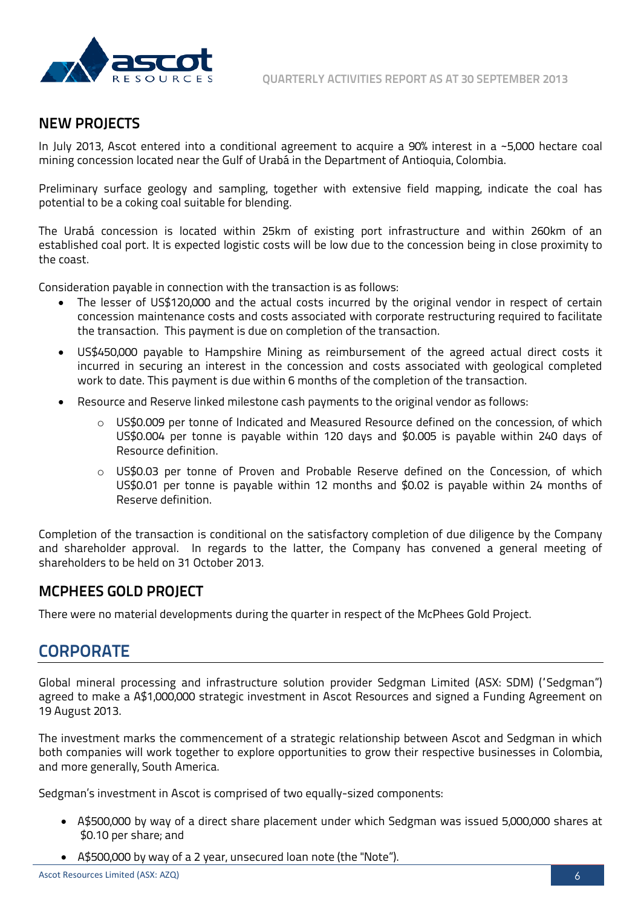## NEW PROJECTS

In July 2013, Ascot entered into a conditional agreement to acquire a 90% interest in a ~5,000 hectare coal mining concession located near the Gulf of Urabá in the Department of Antioquia, Colombia.

Preliminary surface geology and sampling, together with extensive field mapping, indicate the coal has potential to be a coking coal suitable for blending.

The Urabá concession is located within 25km of existing port infrastructure and within 260km of an established coal port. It is expected logistic costs will be low due to the concession being in close proximity to the coast.

Consideration payable in connection with the transaction is as follows:

- The lesser of US$120,000 and the actual costs incurred by the original vendor in respect of certain concession maintenance costs and costs associated with corporate restructuring required to facilitate the transaction. This payment is due on completion of the transaction.
- US$450,000 payable to Hampshire Mining as reimbursement of the agreed actual direct costs it incurred in securing an interest in the concession and costs associated with geological completed work to date. This payment is due within 6 months of the completion of the transaction.
- Resource and Reserve linked milestone cash payments to the original vendor as follows:
    - US$0.009 per tonne of Indicated and Measured Resource defined on the concession, of which US$0.004 per tonne is payable within 120 days and $0.005 is payable within 240 days of Resource definition.
    - US$0.03 per tonne of Proven and Probable Reserve defined on the Concession, of which US$0.01 per tonne is payable within 12 months and $0.02 is payable within 24 months of Reserve definition.

Completion of the transaction is conditional on the satisfactory completion of due diligence by the Company and shareholder approval. In regards to the latter, the Company has convened a general meeting of shareholders to be held on 31 October 2013.

## MCPHEES GOLD PROJECT

There were no material developments during the quarter in respect of the McPhees Gold Project.

# CORPORATE

Global mineral processing and infrastructure solution provider Sedgman Limited (ASX: SDM) ('Sedgman") agreed to make a A$1,000,000 strategic investment in Ascot Resources and signed a Funding Agreement on 19 August 2013.

The investment marks the commencement of a strategic relationship between Ascot and Sedgman in which both companies will work together to explore opportunities to grow their respective businesses in Colombia, and more generally, South America.

Sedgman's investment in Ascot is comprised of two equally-sized components:

- A$500,000 by way of a direct share placement under which Sedgman was issued 5,000,000 shares at $0.10 per share; and
- A$500,000 by way of a 2 year, unsecured loan note (the "Note").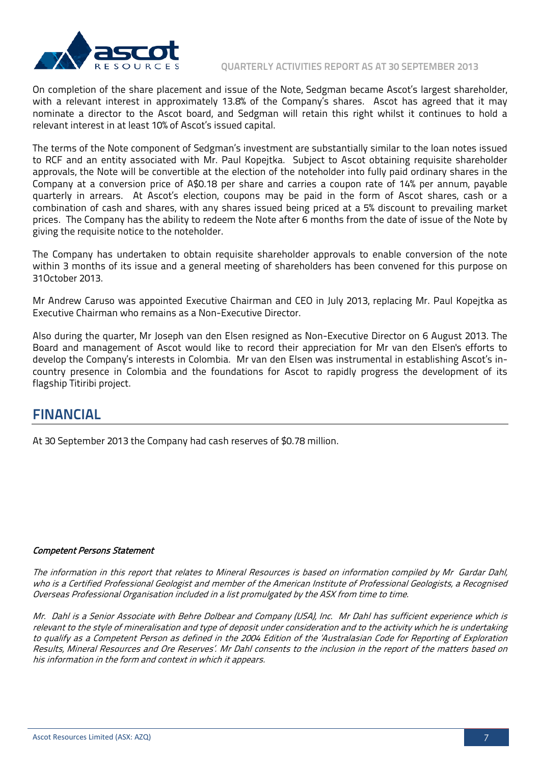On completion of the share placement and issue of the Note, Sedgman became Ascot's largest shareholder, with a relevant interest in approximately 13.8% of the Company's shares. Ascot has agreed that it may nominate a director to the Ascot board, and Sedgman will retain this right whilst it continues to hold a relevant interest in at least 10% of Ascot's issued capital.

The terms of the Note component of Sedgman's investment are substantially similar to the loan notes issued to RCF and an entity associated with Mr. Paul Kopejtka. Subject to Ascot obtaining requisite shareholder approvals, the Note will be convertible at the election of the noteholder into fully paid ordinary shares in the Company at a conversion price of A$0.18 per share and carries a coupon rate of 14% per annum, payable quarterly in arrears. At Ascot's election, coupons may be paid in the form of Ascot shares, cash or a combination of cash and shares, with any shares issued being priced at a 5% discount to prevailing market prices. The Company has the ability to redeem the Note after 6 months from the date of issue of the Note by giving the requisite notice to the noteholder.

The Company has undertaken to obtain requisite shareholder approvals to enable conversion of the note within 3 months of its issue and a general meeting of shareholders has been convened for this purpose on 31October 2013.

Mr Andrew Caruso was appointed Executive Chairman and CEO in July 2013, replacing Mr. Paul Kopejtka as Executive Chairman who remains as a Non-Executive Director.

Also during the quarter, Mr Joseph van den Elsen resigned as Non-Executive Director on 6 August 2013. The Board and management of Ascot would like to record their appreciation for Mr van den Elsen's efforts to develop the Company's interests in Colombia. Mr van den Elsen was instrumental in establishing Ascot's in-country presence in Colombia and the foundations for Ascot to rapidly progress the development of its flagship Titiribi project.

## FINANCIAL

At 30 September 2013 the Company had cash reserves of $0.78 million.

***Competent Persons Statement***

*The information in this report that relates to Mineral Resources is based on information compiled by Mr Gardar Dahl, who is a Certified Professional Geologist and member of the American Institute of Professional Geologists, a Recognised Overseas Professional Organisation included in a list promulgated by the ASX from time to time.*

*Mr. Dahl is a Senior Associate with Behre Dolbear and Company (USA), Inc. Mr Dahl has sufficient experience which is relevant to the style of mineralisation and type of deposit under consideration and to the activity which he is undertaking to qualify as a Competent Person as defined in the 2004 Edition of the 'Australasian Code for Reporting of Exploration Results, Mineral Resources and Ore Reserves'. Mr Dahl consents to the inclusion in the report of the matters based on his information in the form and context in which it appears.*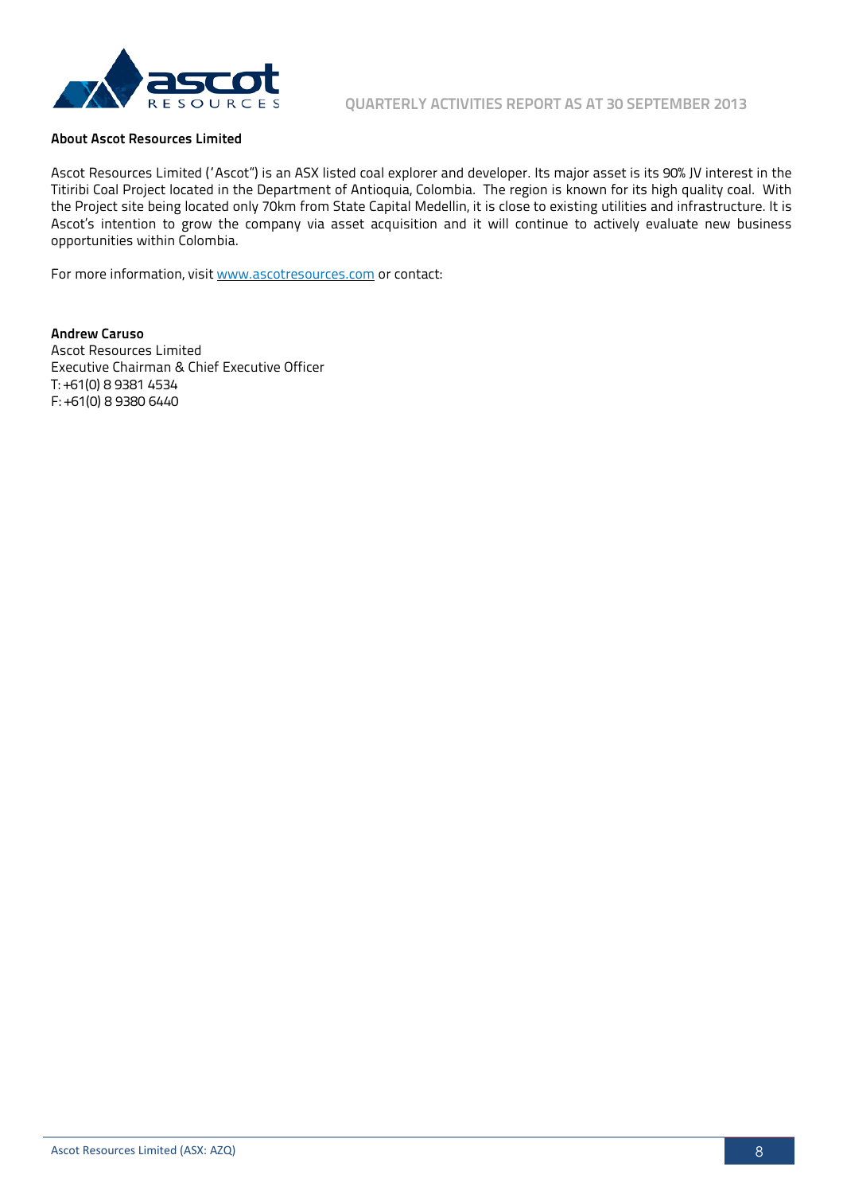**About Ascot Resources Limited**

Ascot Resources Limited ('Ascot") is an ASX listed coal explorer and developer. Its major asset is its 90% JV interest in the Titiribi Coal Project located in the Department of Antioquia, Colombia. The region is known for its high quality coal. With the Project site being located only 70km from State Capital Medellin, it is close to existing utilities and infrastructure. It is Ascot's intention to grow the company via asset acquisition and it will continue to actively evaluate new business opportunities within Colombia.

For more information, visit www.ascotresources.com or contact:

**Andrew Caruso**
Ascot Resources Limited
Executive Chairman & Chief Executive Officer
T: +61(0) 8 9381 4534
F: +61(0) 8 9380 6440